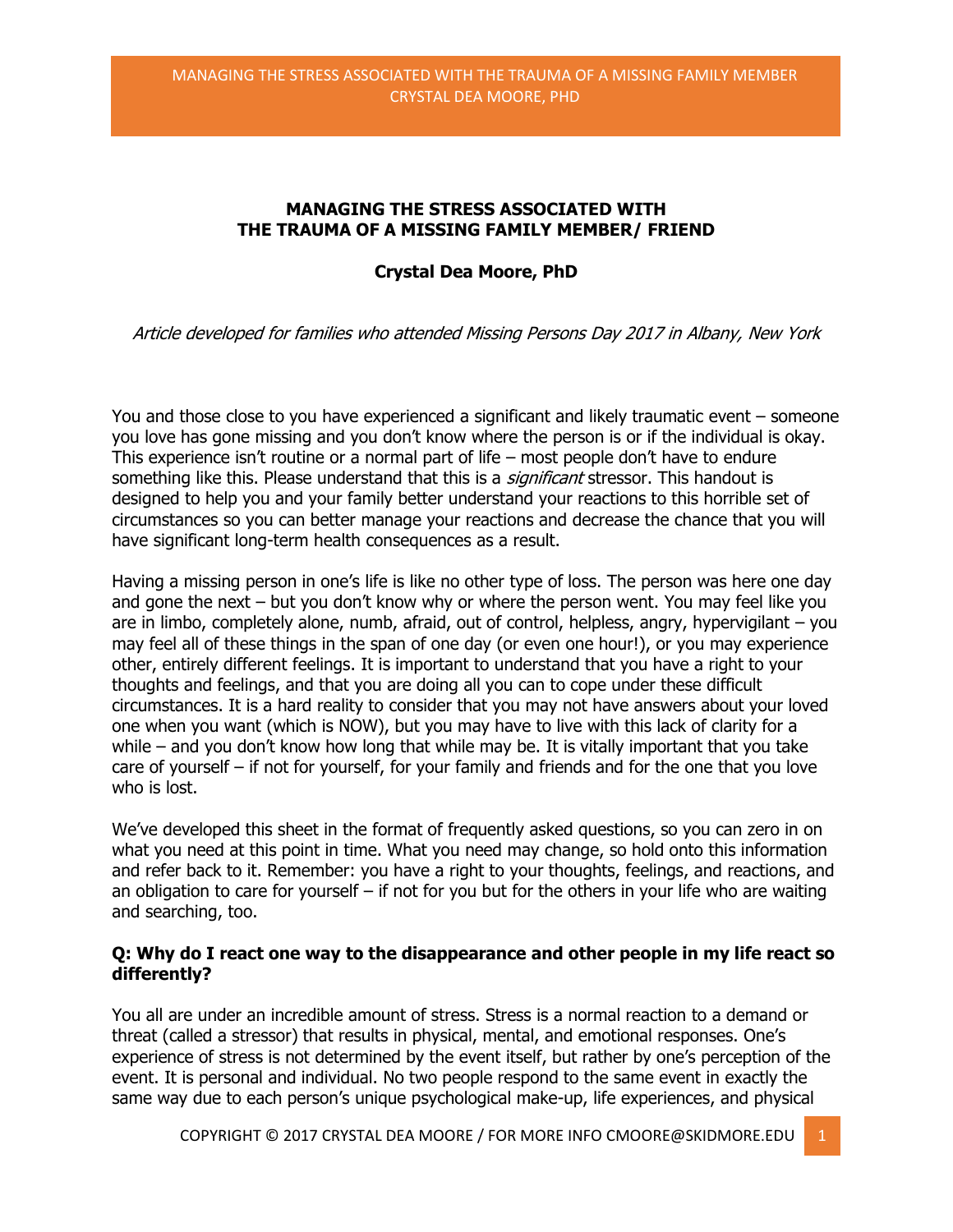# MANAGING THE STRESS ASSOCIATED WITH THE TRAUMA OF A MISSING FAMILY MEMBER/ FRIEND

**Crystal Dea Moore, PhD**

*Article developed for families who attended Missing Persons Day 2017 in Albany, New York*

You and those close to you have experienced a significant and likely traumatic event – someone you love has gone missing and you don't know where the person is or if the individual is okay. This experience isn't routine or a normal part of life – most people don't have to endure something like this. Please understand that this is a *significant* stressor. This handout is designed to help you and your family better understand your reactions to this horrible set of circumstances so you can better manage your reactions and decrease the chance that you will have significant long-term health consequences as a result.

Having a missing person in one's life is like no other type of loss. The person was here one day and gone the next – but you don't know why or where the person went. You may feel like you are in limbo, completely alone, numb, afraid, out of control, helpless, angry, hypervigilant – you may feel all of these things in the span of one day (or even one hour!), or you may experience other, entirely different feelings. It is important to understand that you have a right to your thoughts and feelings, and that you are doing all you can to cope under these difficult circumstances. It is a hard reality to consider that you may not have answers about your loved one when you want (which is NOW), but you may have to live with this lack of clarity for a while – and you don't know how long that while may be. It is vitally important that you take care of yourself – if not for yourself, for your family and friends and for the one that you love who is lost.

We've developed this sheet in the format of frequently asked questions, so you can zero in on what you need at this point in time. What you need may change, so hold onto this information and refer back to it. Remember: you have a right to your thoughts, feelings, and reactions, and an obligation to care for yourself – if not for you but for the others in your life who are waiting and searching, too.

### Q: Why do I react one way to the disappearance and other people in my life react so differently?

You all are under an incredible amount of stress. Stress is a normal reaction to a demand or threat (called a stressor) that results in physical, mental, and emotional responses. One's experience of stress is not determined by the event itself, but rather by one's perception of the event. It is personal and individual. No two people respond to the same event in exactly the same way due to each person's unique psychological make-up, life experiences, and physical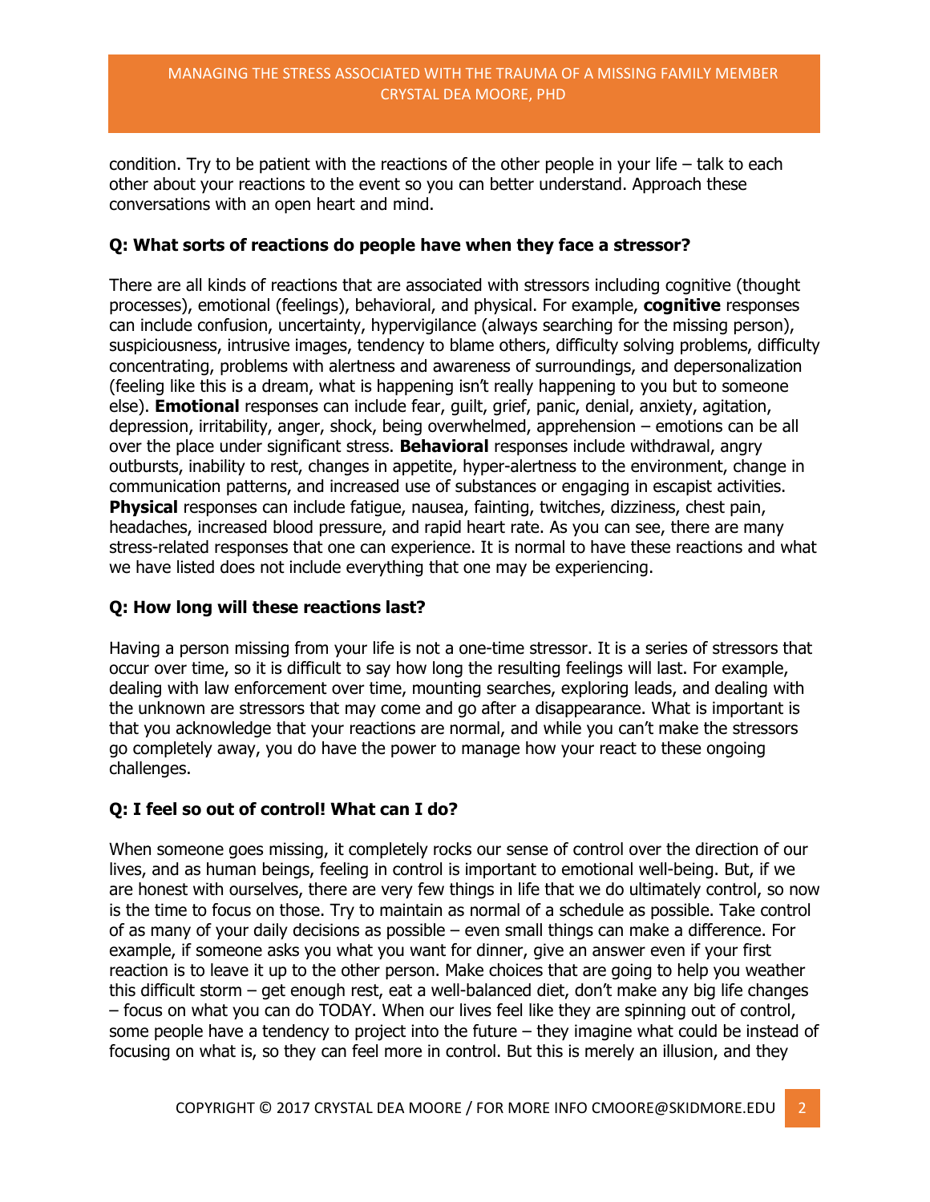condition. Try to be patient with the reactions of the other people in your life – talk to each other about your reactions to the event so you can better understand. Approach these conversations with an open heart and mind.

**Q: What sorts of reactions do people have when they face a stressor?**

There are all kinds of reactions that are associated with stressors including cognitive (thought processes), emotional (feelings), behavioral, and physical. For example, **cognitive** responses can include confusion, uncertainty, hypervigilance (always searching for the missing person), suspiciousness, intrusive images, tendency to blame others, difficulty solving problems, difficulty concentrating, problems with alertness and awareness of surroundings, and depersonalization (feeling like this is a dream, what is happening isn't really happening to you but to someone else). **Emotional** responses can include fear, guilt, grief, panic, denial, anxiety, agitation, depression, irritability, anger, shock, being overwhelmed, apprehension – emotions can be all over the place under significant stress. **Behavioral** responses include withdrawal, angry outbursts, inability to rest, changes in appetite, hyper-alertness to the environment, change in communication patterns, and increased use of substances or engaging in escapist activities. **Physical** responses can include fatigue, nausea, fainting, twitches, dizziness, chest pain, headaches, increased blood pressure, and rapid heart rate. As you can see, there are many stress-related responses that one can experience. It is normal to have these reactions and what we have listed does not include everything that one may be experiencing.

**Q: How long will these reactions last?**

Having a person missing from your life is not a one-time stressor. It is a series of stressors that occur over time, so it is difficult to say how long the resulting feelings will last. For example, dealing with law enforcement over time, mounting searches, exploring leads, and dealing with the unknown are stressors that may come and go after a disappearance. What is important is that you acknowledge that your reactions are normal, and while you can't make the stressors go completely away, you do have the power to manage how your react to these ongoing challenges.

**Q: I feel so out of control! What can I do?**

When someone goes missing, it completely rocks our sense of control over the direction of our lives, and as human beings, feeling in control is important to emotional well-being. But, if we are honest with ourselves, there are very few things in life that we do ultimately control, so now is the time to focus on those. Try to maintain as normal of a schedule as possible. Take control of as many of your daily decisions as possible – even small things can make a difference. For example, if someone asks you what you want for dinner, give an answer even if your first reaction is to leave it up to the other person. Make choices that are going to help you weather this difficult storm – get enough rest, eat a well-balanced diet, don't make any big life changes – focus on what you can do TODAY. When our lives feel like they are spinning out of control, some people have a tendency to project into the future – they imagine what could be instead of focusing on what is, so they can feel more in control. But this is merely an illusion, and they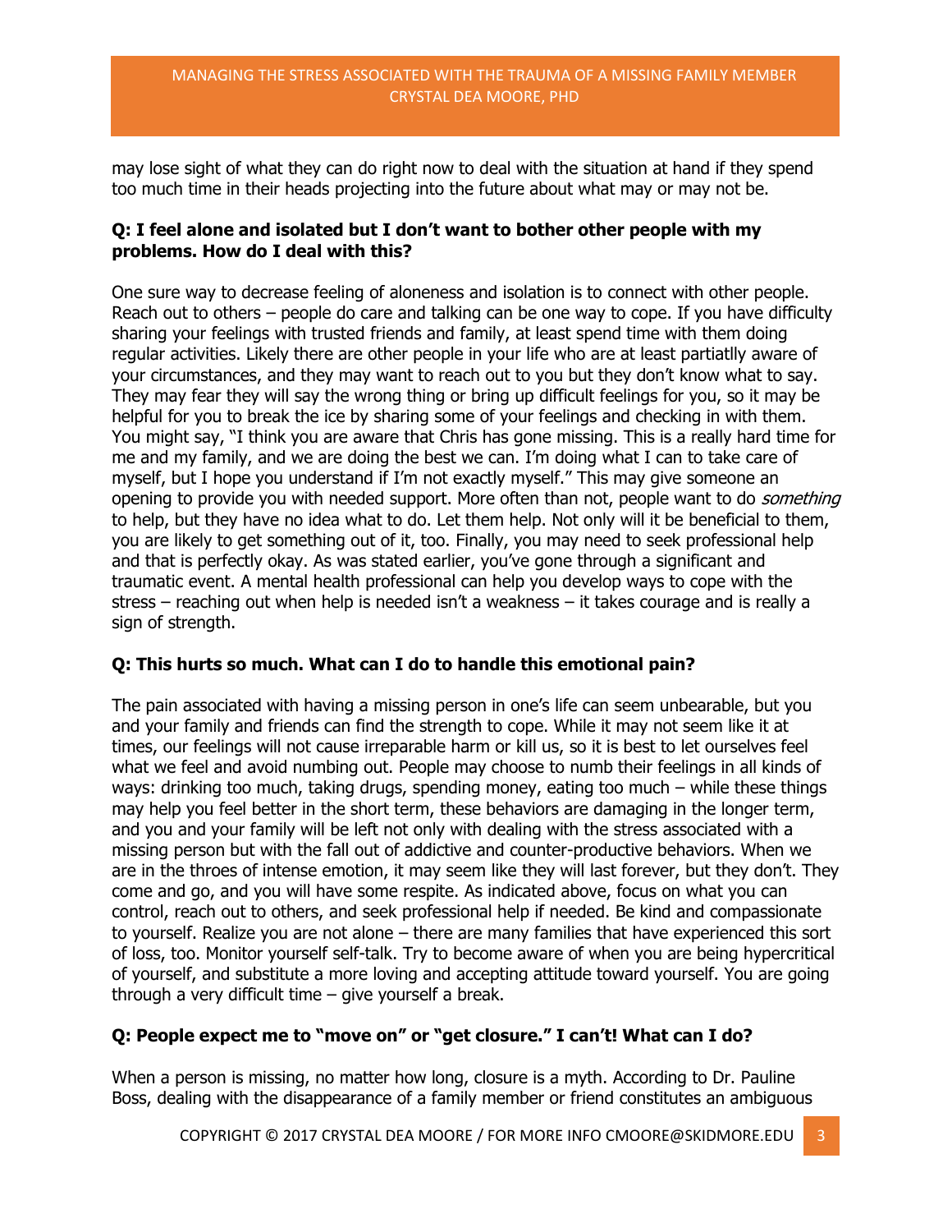may lose sight of what they can do right now to deal with the situation at hand if they spend too much time in their heads projecting into the future about what may or may not be.

**Q: I feel alone and isolated but I don't want to bother other people with my problems. How do I deal with this?**

One sure way to decrease feeling of aloneness and isolation is to connect with other people. Reach out to others – people do care and talking can be one way to cope. If you have difficulty sharing your feelings with trusted friends and family, at least spend time with them doing regular activities. Likely there are other people in your life who are at least partiatlly aware of your circumstances, and they may want to reach out to you but they don't know what to say. They may fear they will say the wrong thing or bring up difficult feelings for you, so it may be helpful for you to break the ice by sharing some of your feelings and checking in with them. You might say, "I think you are aware that Chris has gone missing. This is a really hard time for me and my family, and we are doing the best we can. I'm doing what I can to take care of myself, but I hope you understand if I'm not exactly myself." This may give someone an opening to provide you with needed support. More often than not, people want to do *something* to help, but they have no idea what to do. Let them help. Not only will it be beneficial to them, you are likely to get something out of it, too. Finally, you may need to seek professional help and that is perfectly okay. As was stated earlier, you've gone through a significant and traumatic event. A mental health professional can help you develop ways to cope with the stress – reaching out when help is needed isn't a weakness – it takes courage and is really a sign of strength.

**Q: This hurts so much. What can I do to handle this emotional pain?**

The pain associated with having a missing person in one's life can seem unbearable, but you and your family and friends can find the strength to cope. While it may not seem like it at times, our feelings will not cause irreparable harm or kill us, so it is best to let ourselves feel what we feel and avoid numbing out. People may choose to numb their feelings in all kinds of ways: drinking too much, taking drugs, spending money, eating too much – while these things may help you feel better in the short term, these behaviors are damaging in the longer term, and you and your family will be left not only with dealing with the stress associated with a missing person but with the fall out of addictive and counter-productive behaviors. When we are in the throes of intense emotion, it may seem like they will last forever, but they don't. They come and go, and you will have some respite. As indicated above, focus on what you can control, reach out to others, and seek professional help if needed. Be kind and compassionate to yourself. Realize you are not alone – there are many families that have experienced this sort of loss, too. Monitor yourself self-talk. Try to become aware of when you are being hypercritical of yourself, and substitute a more loving and accepting attitude toward yourself. You are going through a very difficult time – give yourself a break.

**Q: People expect me to "move on" or "get closure." I can't! What can I do?**

When a person is missing, no matter how long, closure is a myth. According to Dr. Pauline Boss, dealing with the disappearance of a family member or friend constitutes an ambiguous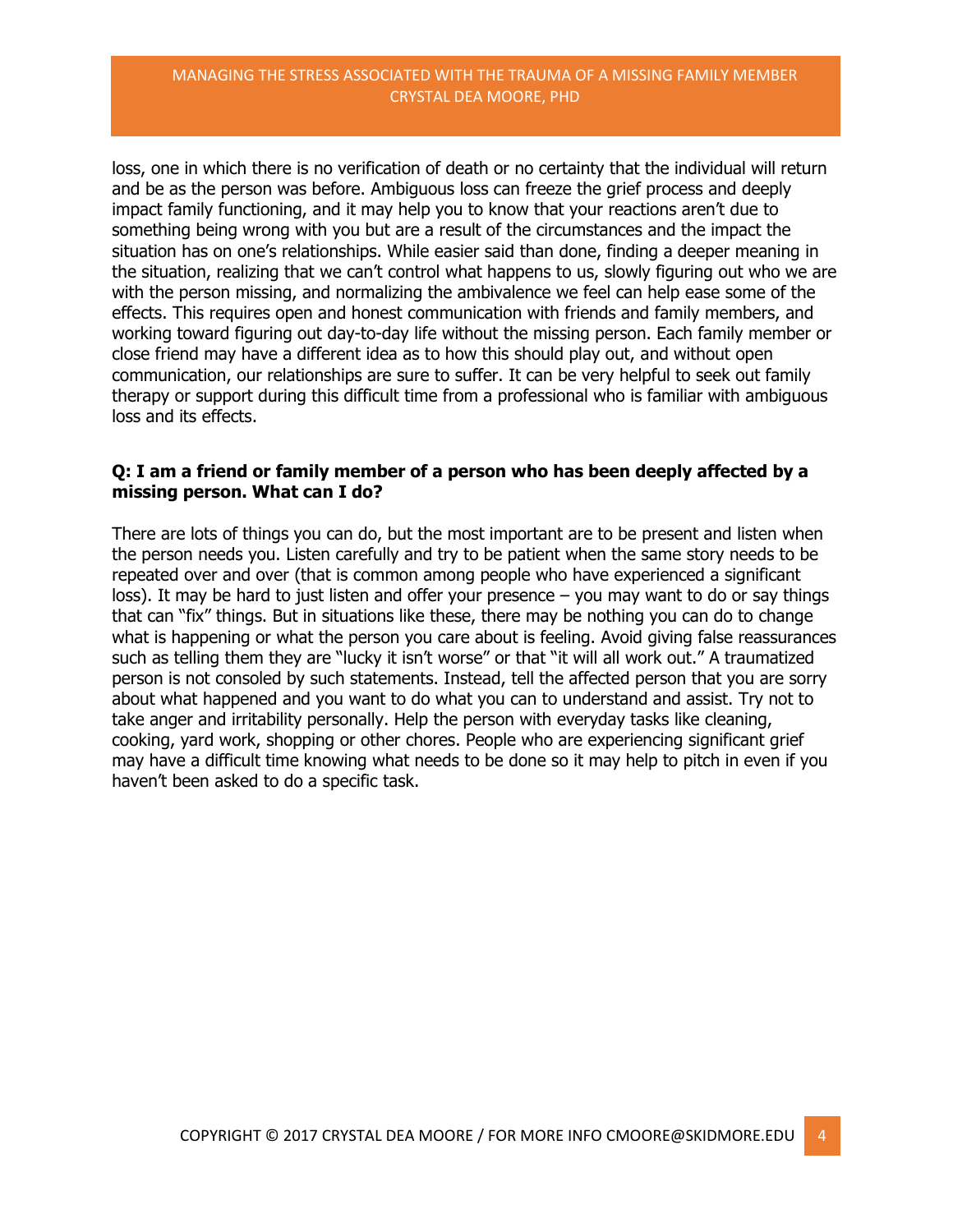loss, one in which there is no verification of death or no certainty that the individual will return and be as the person was before. Ambiguous loss can freeze the grief process and deeply impact family functioning, and it may help you to know that your reactions aren't due to something being wrong with you but are a result of the circumstances and the impact the situation has on one's relationships. While easier said than done, finding a deeper meaning in the situation, realizing that we can't control what happens to us, slowly figuring out who we are with the person missing, and normalizing the ambivalence we feel can help ease some of the effects. This requires open and honest communication with friends and family members, and working toward figuring out day-to-day life without the missing person. Each family member or close friend may have a different idea as to how this should play out, and without open communication, our relationships are sure to suffer. It can be very helpful to seek out family therapy or support during this difficult time from a professional who is familiar with ambiguous loss and its effects.

**Q: I am a friend or family member of a person who has been deeply affected by a missing person. What can I do?**

There are lots of things you can do, but the most important are to be present and listen when the person needs you. Listen carefully and try to be patient when the same story needs to be repeated over and over (that is common among people who have experienced a significant loss). It may be hard to just listen and offer your presence – you may want to do or say things that can "fix" things. But in situations like these, there may be nothing you can do to change what is happening or what the person you care about is feeling. Avoid giving false reassurances such as telling them they are "lucky it isn't worse" or that "it will all work out." A traumatized person is not consoled by such statements. Instead, tell the affected person that you are sorry about what happened and you want to do what you can to understand and assist. Try not to take anger and irritability personally. Help the person with everyday tasks like cleaning, cooking, yard work, shopping or other chores. People who are experiencing significant grief may have a difficult time knowing what needs to be done so it may help to pitch in even if you haven't been asked to do a specific task.